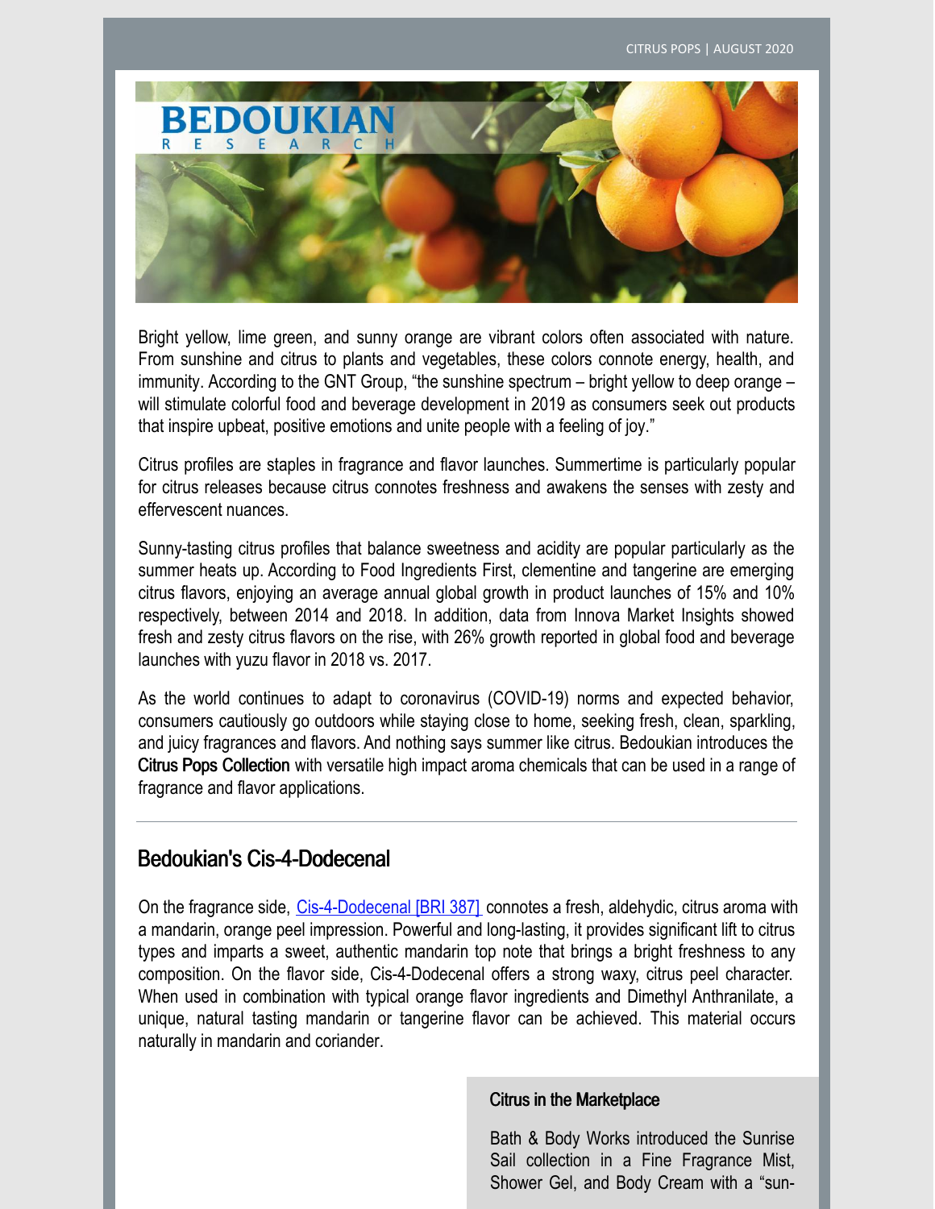CITRUS POPS | AUGUST 2020

Bright yellow, lime green, and sunny orange are vibrant colors often associated with nature. From sunshine and citrus to plants and vegetables, these colors connote energy, health, and immunity. According to the GNT Group, "the sunshine spectrum – bright yellow to deep orange – will stimulate colorful food and beverage development in 2019 as consumers seek out products that inspire upbeat, positive emotions and unite people with a feeling of joy."

Citrus profiles are staples in fragrance and flavor launches. Summertime is particularly popular for citrus releases because citrus connotes freshness and awakens the senses with zesty and effervescent nuances.

Sunny-tasting citrus profiles that balance sweetness and acidity are popular particularly as the summer heats up. According to Food Ingredients First, clementine and tangerine are emerging citrus flavors, enjoying an average annual global growth in product launches of 15% and 10% respectively, between 2014 and 2018. In addition, data from Innova Market Insights showed fresh and zesty citrus flavors on the rise, with 26% growth reported in global food and beverage launches with yuzu flavor in 2018 vs. 2017.

As the world continues to adapt to coronavirus (COVID-19) norms and expected behavior, consumers cautiously go outdoors while staying close to home, seeking fresh, clean, sparkling, and juicy fragrances and flavors. And nothing says summer like citrus. Bedoukian introduces the **Citrus Pops Collection** with versatile high impact aroma chemicals that can be used in a range of fragrance and flavor applications.

---

## Bedoukian's Cis-4-Dodecenal

On the fragrance side, Cis-4-Dodecenal [BRI 387] connotes a fresh, aldehydic, citrus aroma with a mandarin, orange peel impression. Powerful and long-lasting, it provides significant lift to citrus types and imparts a sweet, authentic mandarin top note that brings a bright freshness to any composition. On the flavor side, Cis-4-Dodecenal offers a strong waxy, citrus peel character. When used in combination with typical orange flavor ingredients and Dimethyl Anthranilate, a unique, natural tasting mandarin or tangerine flavor can be achieved. This material occurs naturally in mandarin and coriander.

### Citrus in the Marketplace

Bath & Body Works introduced the Sunrise Sail collection in a Fine Fragrance Mist, Shower Gel, and Body Cream with a "sun-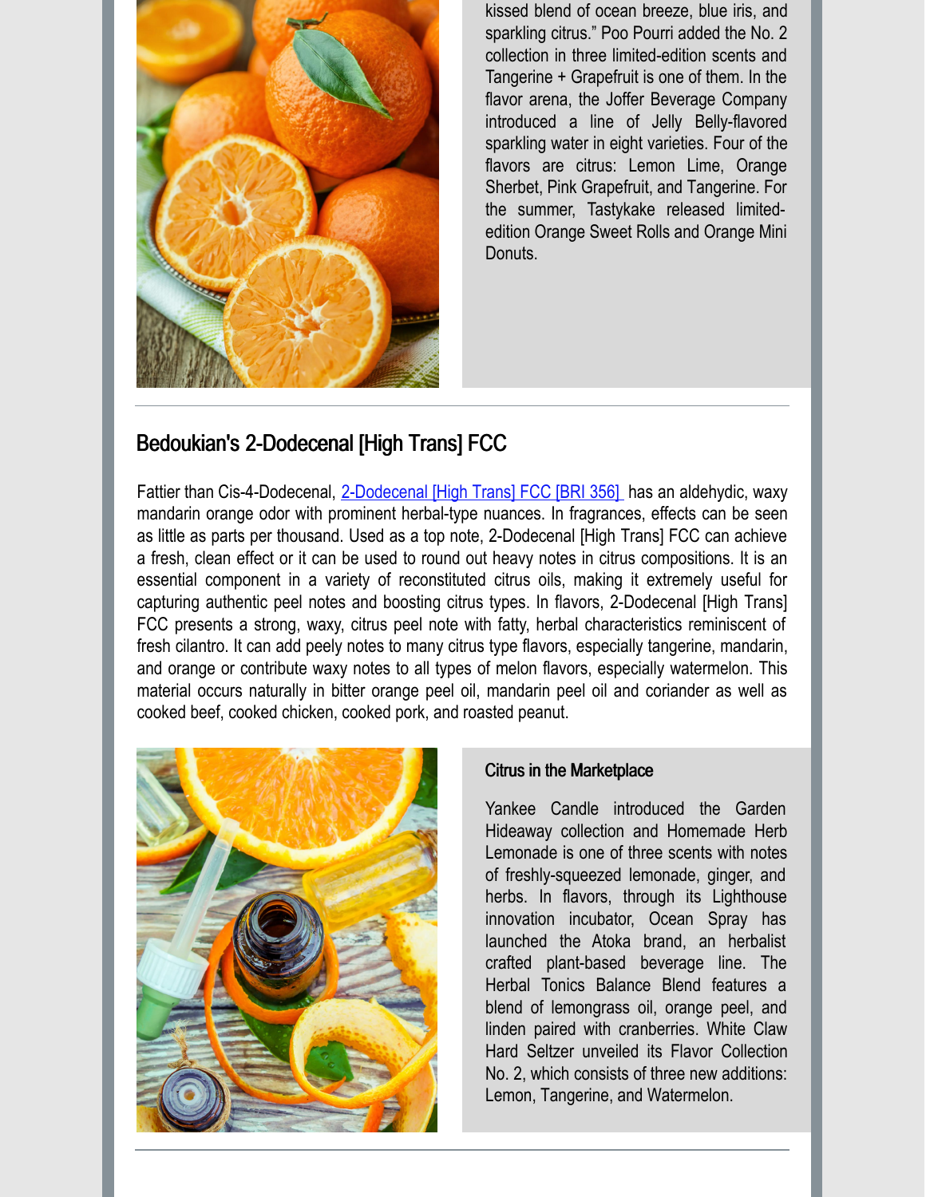kissed blend of ocean breeze, blue iris, and sparkling citrus." Poo Pourri added the No. 2 collection in three limited-edition scents and Tangerine + Grapefruit is one of them. In the flavor arena, the Joffer Beverage Company introduced a line of Jelly Belly-flavored sparkling water in eight varieties. Four of the flavors are citrus: Lemon Lime, Orange Sherbet, Pink Grapefruit, and Tangerine. For the summer, Tastykake released limited-edition Orange Sweet Rolls and Orange Mini Donuts.

## Bedoukian's 2-Dodecenal [High Trans] FCC

Fattier than Cis-4-Dodecenal, [2-Dodecenal [High Trans] FCC [BRI 356]] has an aldehydic, waxy mandarin orange odor with prominent herbal-type nuances. In fragrances, effects can be seen as little as parts per thousand. Used as a top note, 2-Dodecenal [High Trans] FCC can achieve a fresh, clean effect or it can be used to round out heavy notes in citrus compositions. It is an essential component in a variety of reconstituted citrus oils, making it extremely useful for capturing authentic peel notes and boosting citrus types. In flavors, 2-Dodecenal [High Trans] FCC presents a strong, waxy, citrus peel note with fatty, herbal characteristics reminiscent of fresh cilantro. It can add peely notes to many citrus type flavors, especially tangerine, mandarin, and orange or contribute waxy notes to all types of melon flavors, especially watermelon. This material occurs naturally in bitter orange peel oil, mandarin peel oil and coriander as well as cooked beef, cooked chicken, cooked pork, and roasted peanut.

### Citrus in the Marketplace

Yankee Candle introduced the Garden Hideaway collection and Homemade Herb Lemonade is one of three scents with notes of freshly-squeezed lemonade, ginger, and herbs. In flavors, through its Lighthouse innovation incubator, Ocean Spray has launched the Atoka brand, an herbalist crafted plant-based beverage line. The Herbal Tonics Balance Blend features a blend of lemongrass oil, orange peel, and linden paired with cranberries. White Claw Hard Seltzer unveiled its Flavor Collection No. 2, which consists of three new additions: Lemon, Tangerine, and Watermelon.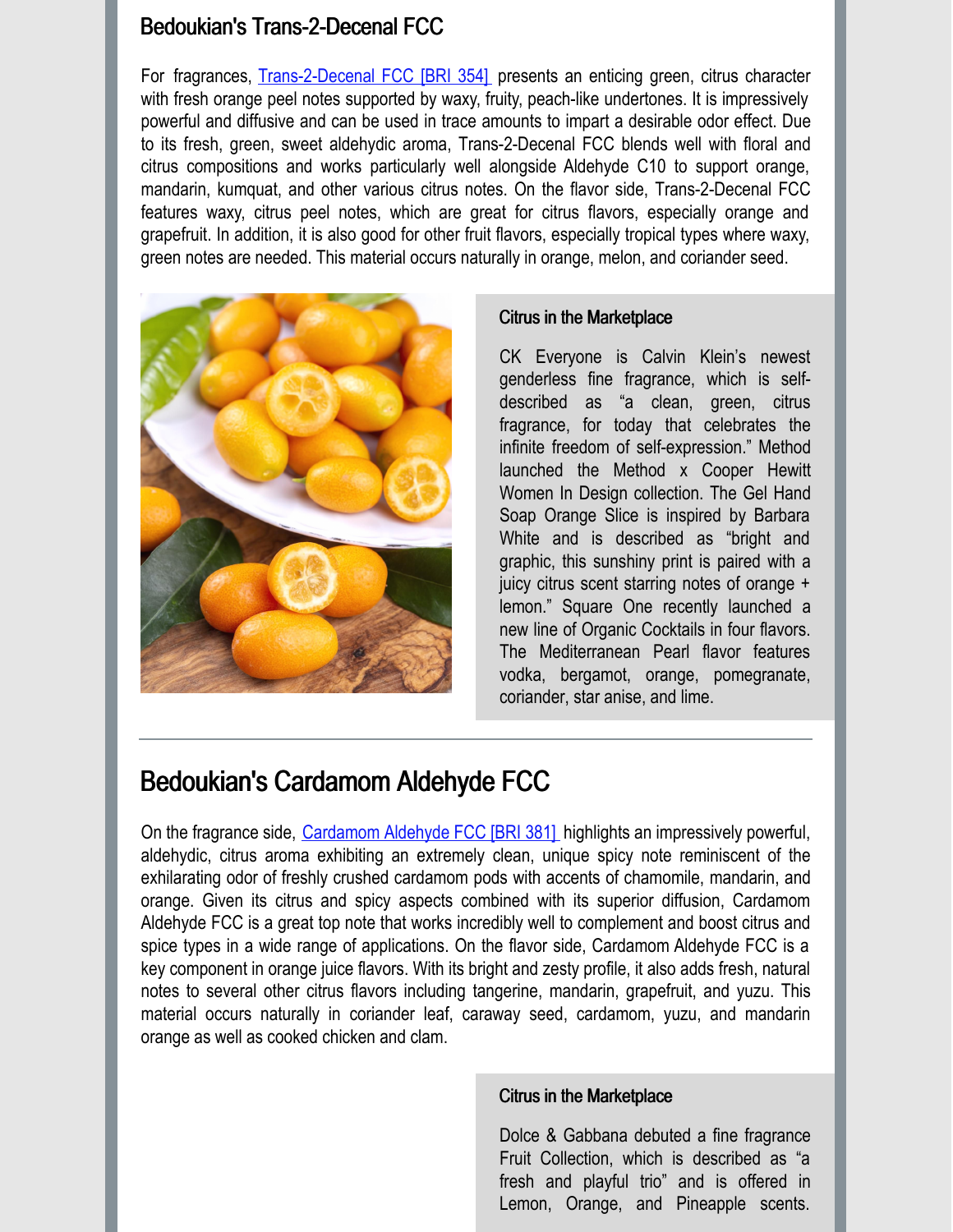## Bedoukian's Trans-2-Decenal FCC

For fragrances, Trans-2-Decenal FCC [BRI 354] presents an enticing green, citrus character with fresh orange peel notes supported by waxy, fruity, peach-like undertones. It is impressively powerful and diffusive and can be used in trace amounts to impart a desirable odor effect. Due to its fresh, green, sweet aldehydic aroma, Trans-2-Decenal FCC blends well with floral and citrus compositions and works particularly well alongside Aldehyde C10 to support orange, mandarin, kumquat, and other various citrus notes. On the flavor side, Trans-2-Decenal FCC features waxy, citrus peel notes, which are great for citrus flavors, especially orange and grapefruit. In addition, it is also good for other fruit flavors, especially tropical types where waxy, green notes are needed. This material occurs naturally in orange, melon, and coriander seed.

### Citrus in the Marketplace

CK Everyone is Calvin Klein's newest genderless fine fragrance, which is self-described as "a clean, green, citrus fragrance, for today that celebrates the infinite freedom of self-expression." Method launched the Method x Cooper Hewitt Women In Design collection. The Gel Hand Soap Orange Slice is inspired by Barbara White and is described as "bright and graphic, this sunshiny print is paired with a juicy citrus scent starring notes of orange + lemon." Square One recently launched a new line of Organic Cocktails in four flavors. The Mediterranean Pearl flavor features vodka, bergamot, orange, pomegranate, coriander, star anise, and lime.

---

## Bedoukian's Cardamom Aldehyde FCC

On the fragrance side, Cardamom Aldehyde FCC [BRI 381] highlights an impressively powerful, aldehydic, citrus aroma exhibiting an extremely clean, unique spicy note reminiscent of the exhilarating odor of freshly crushed cardamom pods with accents of chamomile, mandarin, and orange. Given its citrus and spicy aspects combined with its superior diffusion, Cardamom Aldehyde FCC is a great top note that works incredibly well to complement and boost citrus and spice types in a wide range of applications. On the flavor side, Cardamom Aldehyde FCC is a key component in orange juice flavors. With its bright and zesty profile, it also adds fresh, natural notes to several other citrus flavors including tangerine, mandarin, grapefruit, and yuzu. This material occurs naturally in coriander leaf, caraway seed, cardamom, yuzu, and mandarin orange as well as cooked chicken and clam.

### Citrus in the Marketplace

Dolce & Gabbana debuted a fine fragrance Fruit Collection, which is described as "a fresh and playful trio" and is offered in Lemon, Orange, and Pineapple scents.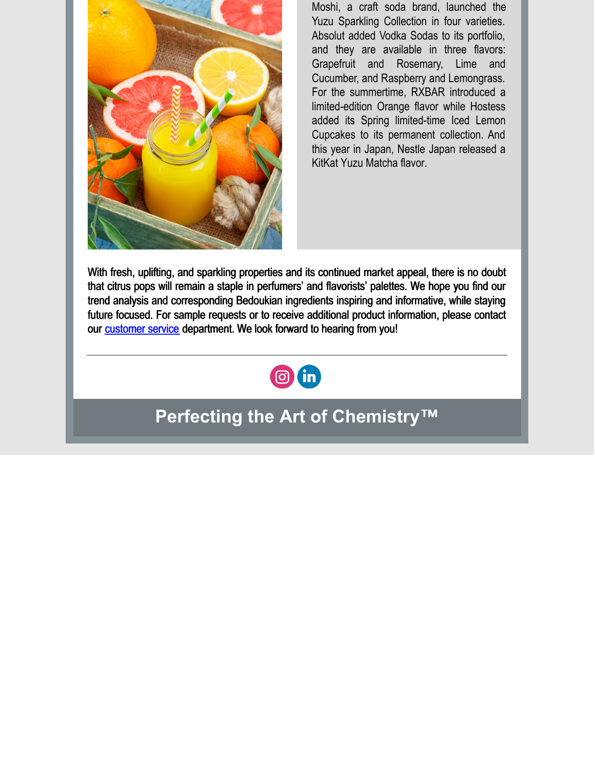Moshi, a craft soda brand, launched the Yuzu Sparkling Collection in four varieties. Absolut added Vodka Sodas to its portfolio, and they are available in three flavors: Grapefruit and Rosemary, Lime and Cucumber, and Raspberry and Lemongrass. For the summertime, RXBAR introduced a limited-edition Orange flavor while Hostess added its Spring limited-time Iced Lemon Cupcakes to its permanent collection. And this year in Japan, Nestle Japan released a KitKat Yuzu Matcha flavor.

With fresh, uplifting, and sparkling properties and its continued market appeal, there is no doubt that citrus pops will remain a staple in perfumers' and flavorists' palettes. We hope you find our trend analysis and corresponding Bedoukian ingredients inspiring and informative, while staying future focused. For sample requests or to receive additional product information, please contact our customer service department. We look forward to hearing from you!

---

**Perfecting the Art of Chemistry™**